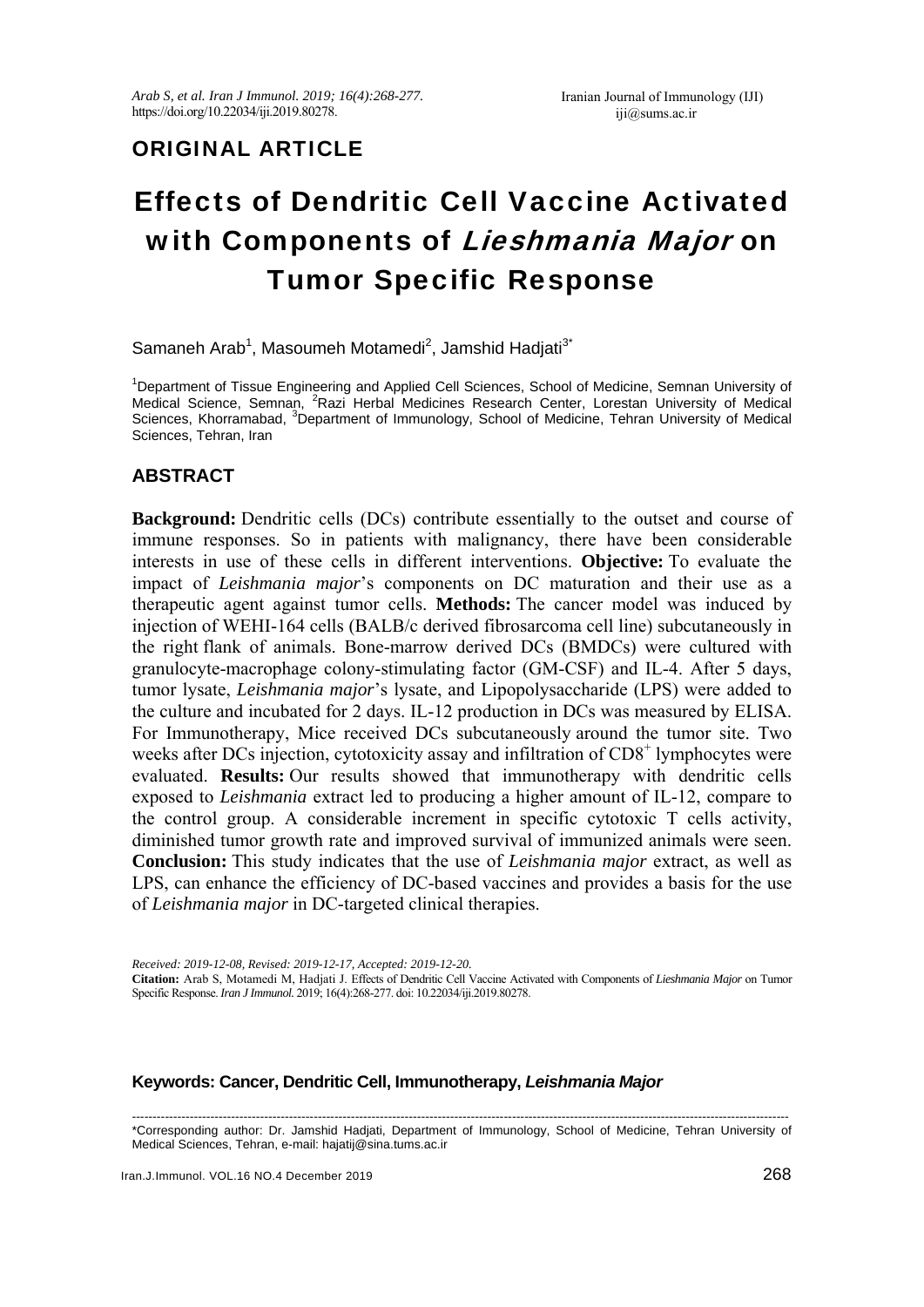ORIGINAL ARTICLE

# Effects of Dendritic Cell Vaccine Activated with Components of *Lieshmania Major* on Tumor Specific Response

Samaneh Arab[1], Masoumeh Motamedi[2], Jamshid Hadjati[3*]

[1]Department of Tissue Engineering and Applied Cell Sciences, School of Medicine, Semnan University of Medical Science, Semnan, [2]Razi Herbal Medicines Research Center, Lorestan University of Medical Sciences, Khorramabad, [3]Department of Immunology, School of Medicine, Tehran University of Medical Sciences, Tehran, Iran

## ABSTRACT

**Background:** Dendritic cells (DCs) contribute essentially to the outset and course of immune responses. So in patients with malignancy, there have been considerable interests in use of these cells in different interventions. **Objective:** To evaluate the impact of *Leishmania major*'s components on DC maturation and their use as a therapeutic agent against tumor cells. **Methods:** The cancer model was induced by injection of WEHI-164 cells (BALB/c derived fibrosarcoma cell line) subcutaneously in the right flank of animals. Bone-marrow derived DCs (BMDCs) were cultured with granulocyte-macrophage colony-stimulating factor (GM-CSF) and IL-4. After 5 days, tumor lysate, *Leishmania major*'s lysate, and Lipopolysaccharide (LPS) were added to the culture and incubated for 2 days. IL-12 production in DCs was measured by ELISA. For Immunotherapy, Mice received DCs subcutaneously around the tumor site. Two weeks after DCs injection, cytotoxicity assay and infiltration of $CD8^+$ lymphocytes were evaluated. **Results:** Our results showed that immunotherapy with dendritic cells exposed to *Leishmania* extract led to producing a higher amount of IL-12, compare to the control group. A considerable increment in specific cytotoxic T cells activity, diminished tumor growth rate and improved survival of immunized animals were seen. **Conclusion:** This study indicates that the use of *Leishmania major* extract, as well as LPS, can enhance the efficiency of DC-based vaccines and provides a basis for the use of *Leishmania major* in DC-targeted clinical therapies.

*Received: 2019-12-08, Revised: 2019-12-17, Accepted: 2019-12-20.*

**Citation:** Arab S, Motamedi M, Hadjati J. Effects of Dendritic Cell Vaccine Activated with Components of *Lieshmania Major* on Tumor Specific Response. *Iran J Immunol.* 2019; 16(4):268-277. doi: 10.22034/iji.2019.80278.

**Keywords: Cancer, Dendritic Cell, Immunotherapy, *Leishmania Major***

---

*Corresponding author: Dr. Jamshid Hadjati, Department of Immunology, School of Medicine, Tehran University of Medical Sciences, Tehran, e-mail: hajatij@sina.tums.ac.ir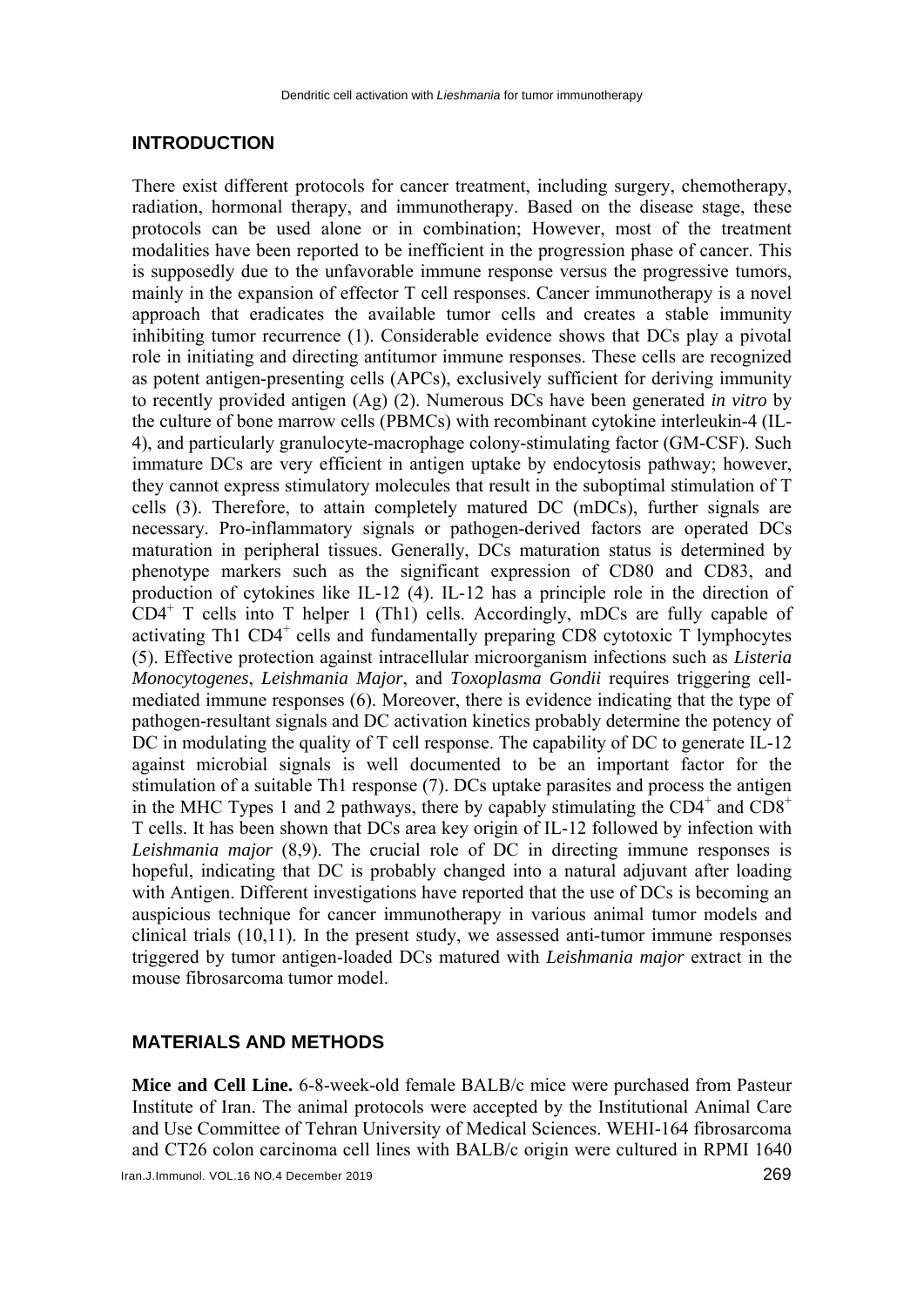## INTRODUCTION

There exist different protocols for cancer treatment, including surgery, chemotherapy, radiation, hormonal therapy, and immunotherapy. Based on the disease stage, these protocols can be used alone or in combination; However, most of the treatment modalities have been reported to be inefficient in the progression phase of cancer. This is supposedly due to the unfavorable immune response versus the progressive tumors, mainly in the expansion of effector T cell responses. Cancer immunotherapy is a novel approach that eradicates the available tumor cells and creates a stable immunity inhibiting tumor recurrence (1). Considerable evidence shows that DCs play a pivotal role in initiating and directing antitumor immune responses. These cells are recognized as potent antigen-presenting cells (APCs), exclusively sufficient for deriving immunity to recently provided antigen (Ag) (2). Numerous DCs have been generated *in vitro* by the culture of bone marrow cells (PBMCs) with recombinant cytokine interleukin-4 (IL-4), and particularly granulocyte-macrophage colony-stimulating factor (GM-CSF). Such immature DCs are very efficient in antigen uptake by endocytosis pathway; however, they cannot express stimulatory molecules that result in the suboptimal stimulation of T cells (3). Therefore, to attain completely matured DC (mDCs), further signals are necessary. Pro-inflammatory signals or pathogen-derived factors are operated DCs maturation in peripheral tissues. Generally, DCs maturation status is determined by phenotype markers such as the significant expression of CD80 and CD83, and production of cytokines like IL-12 (4). IL-12 has a principle role in the direction of $CD4^+$ T cells into T helper 1 (Th1) cells. Accordingly, mDCs are fully capable of activating Th1 $CD4^+$ cells and fundamentally preparing CD8 cytotoxic T lymphocytes (5). Effective protection against intracellular microorganism infections such as *Listeria Monocytogenes*, *Leishmania Major*, and *Toxoplasma Gondii* requires triggering cell-mediated immune responses (6). Moreover, there is evidence indicating that the type of pathogen-resultant signals and DC activation kinetics probably determine the potency of DC in modulating the quality of T cell response. The capability of DC to generate IL-12 against microbial signals is well documented to be an important factor for the stimulation of a suitable Th1 response (7). DCs uptake parasites and process the antigen in the MHC Types 1 and 2 pathways, there by capably stimulating the $CD4^+$ and $CD8^+$ T cells. It has been shown that DCs area key origin of IL-12 followed by infection with *Leishmania major* (8,9). The crucial role of DC in directing immune responses is hopeful, indicating that DC is probably changed into a natural adjuvant after loading with Antigen. Different investigations have reported that the use of DCs is becoming an auspicious technique for cancer immunotherapy in various animal tumor models and clinical trials (10,11). In the present study, we assessed anti-tumor immune responses triggered by tumor antigen-loaded DCs matured with *Leishmania major* extract in the mouse fibrosarcoma tumor model.

## MATERIALS AND METHODS

**Mice and Cell Line.** 6-8-week-old female BALB/c mice were purchased from Pasteur Institute of Iran. The animal protocols were accepted by the Institutional Animal Care and Use Committee of Tehran University of Medical Sciences. WEHI-164 fibrosarcoma and CT26 colon carcinoma cell lines with BALB/c origin were cultured in RPMI 1640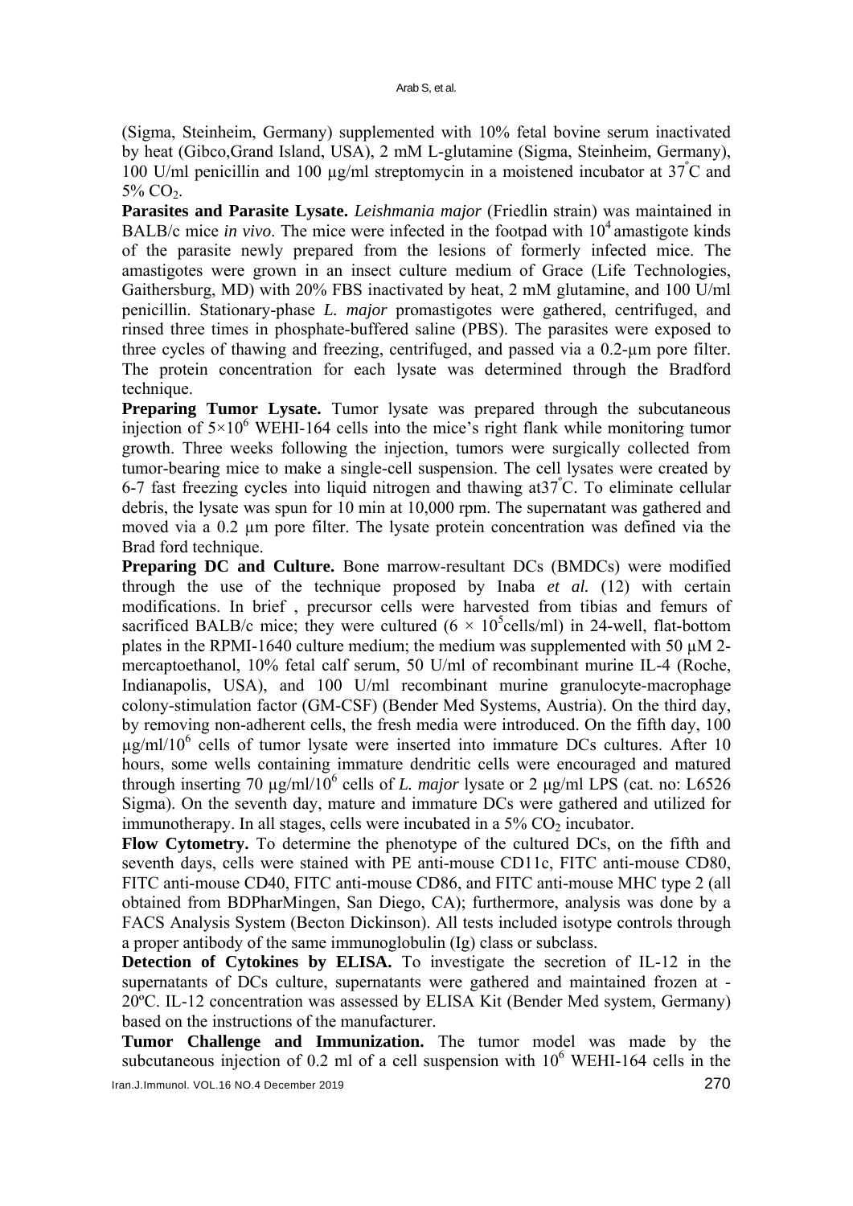(Sigma, Steinheim, Germany) supplemented with 10% fetal bovine serum inactivated by heat (Gibco,Grand Island, USA), 2 mM L-glutamine (Sigma, Steinheim, Germany), 100 U/ml penicillin and 100 µg/ml streptomycin in a moistened incubator at 37°C and 5% $CO_2$.

**Parasites and Parasite Lysate.** *Leishmania major* (Friedlin strain) was maintained in BALB/c mice *in vivo*. The mice were infected in the footpad with $10^4$ amastigote kinds of the parasite newly prepared from the lesions of formerly infected mice. The amastigotes were grown in an insect culture medium of Grace (Life Technologies, Gaithersburg, MD) with 20% FBS inactivated by heat, 2 mM glutamine, and 100 U/ml penicillin. Stationary-phase *L. major* promastigotes were gathered, centrifuged, and rinsed three times in phosphate-buffered saline (PBS). The parasites were exposed to three cycles of thawing and freezing, centrifuged, and passed via a 0.2-µm pore filter. The protein concentration for each lysate was determined through the Bradford technique.

**Preparing Tumor Lysate.** Tumor lysate was prepared through the subcutaneous injection of $5\times10^6$ WEHI-164 cells into the mice's right flank while monitoring tumor growth. Three weeks following the injection, tumors were surgically collected from tumor-bearing mice to make a single-cell suspension. The cell lysates were created by 6-7 fast freezing cycles into liquid nitrogen and thawing at37°C. To eliminate cellular debris, the lysate was spun for 10 min at 10,000 rpm. The supernatant was gathered and moved via a 0.2 µm pore filter. The lysate protein concentration was defined via the Brad ford technique.

**Preparing DC and Culture.** Bone marrow-resultant DCs (BMDCs) were modified through the use of the technique proposed by Inaba *et al.* (12) with certain modifications. In brief , precursor cells were harvested from tibias and femurs of sacrificed BALB/c mice; they were cultured ($6 \times 10^5$cells/ml) in 24-well, flat-bottom plates in the RPMI-1640 culture medium; the medium was supplemented with 50 µM 2-mercaptoethanol, 10% fetal calf serum, 50 U/ml of recombinant murine IL-4 (Roche, Indianapolis, USA), and 100 U/ml recombinant murine granulocyte-macrophage colony-stimulation factor (GM-CSF) (Bender Med Systems, Austria). On the third day, by removing non-adherent cells, the fresh media were introduced. On the fifth day, 100 µg/ml/$10^6$ cells of tumor lysate were inserted into immature DCs cultures. After 10 hours, some wells containing immature dendritic cells were encouraged and matured through inserting 70 µg/ml/$10^6$ cells of *L. major* lysate or 2 µg/ml LPS (cat. no: L6526 Sigma). On the seventh day, mature and immature DCs were gathered and utilized for immunotherapy. In all stages, cells were incubated in a 5% $CO_2$ incubator.

**Flow Cytometry.** To determine the phenotype of the cultured DCs, on the fifth and seventh days, cells were stained with PE anti-mouse CD11c, FITC anti-mouse CD80, FITC anti-mouse CD40, FITC anti-mouse CD86, and FITC anti-mouse MHC type 2 (all obtained from BDPharMingen, San Diego, CA); furthermore, analysis was done by a FACS Analysis System (Becton Dickinson). All tests included isotype controls through a proper antibody of the same immunoglobulin (Ig) class or subclass.

**Detection of Cytokines by ELISA.** To investigate the secretion of IL-12 in the supernatants of DCs culture, supernatants were gathered and maintained frozen at -20ºC. IL-12 concentration was assessed by ELISA Kit (Bender Med system, Germany) based on the instructions of the manufacturer.

**Tumor Challenge and Immunization.** The tumor model was made by the subcutaneous injection of 0.2 ml of a cell suspension with $10^6$ WEHI-164 cells in the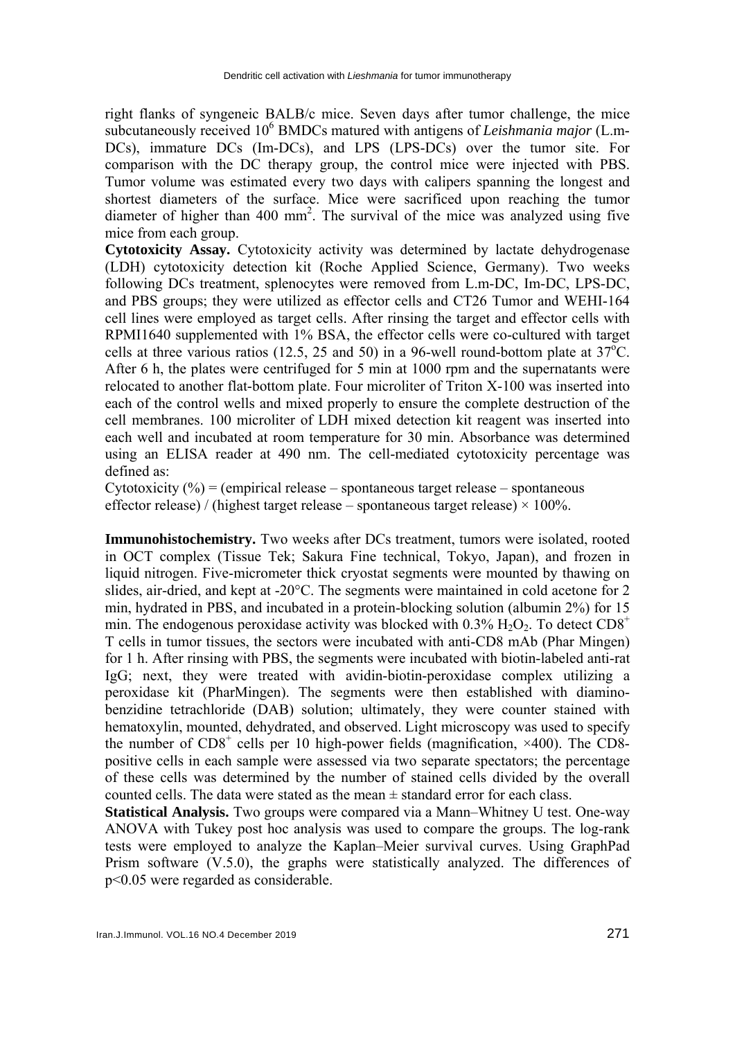right flanks of syngeneic BALB/c mice. Seven days after tumor challenge, the mice subcutaneously received $10^6$ BMDCs matured with antigens of *Leishmania major* (L.m-DCs), immature DCs (Im-DCs), and LPS (LPS-DCs) over the tumor site. For comparison with the DC therapy group, the control mice were injected with PBS. Tumor volume was estimated every two days with calipers spanning the longest and shortest diameters of the surface. Mice were sacrificed upon reaching the tumor diameter of higher than 400 $mm^2$. The survival of the mice was analyzed using five mice from each group.

**Cytotoxicity Assay.** Cytotoxicity activity was determined by lactate dehydrogenase (LDH) cytotoxicity detection kit (Roche Applied Science, Germany). Two weeks following DCs treatment, splenocytes were removed from L.m-DC, Im-DC, LPS-DC, and PBS groups; they were utilized as effector cells and CT26 Tumor and WEHI-164 cell lines were employed as target cells. After rinsing the target and effector cells with RPMI1640 supplemented with 1% BSA, the effector cells were co-cultured with target cells at three various ratios (12.5, 25 and 50) in a 96-well round-bottom plate at 37$^o$C. After 6 h, the plates were centrifuged for 5 min at 1000 rpm and the supernatants were relocated to another flat-bottom plate. Four microliter of Triton X-100 was inserted into each of the control wells and mixed properly to ensure the complete destruction of the cell membranes. 100 microliter of LDH mixed detection kit reagent was inserted into each well and incubated at room temperature for 30 min. Absorbance was determined using an ELISA reader at 490 nm. The cell-mediated cytotoxicity percentage was defined as:

Cytotoxicity (%) = (empirical release – spontaneous target release – spontaneous effector release) / (highest target release – spontaneous target release) × 100%.

**Immunohistochemistry.** Two weeks after DCs treatment, tumors were isolated, rooted in OCT complex (Tissue Tek; Sakura Fine technical, Tokyo, Japan), and frozen in liquid nitrogen. Five-micrometer thick cryostat segments were mounted by thawing on slides, air-dried, and kept at -20°C. The segments were maintained in cold acetone for 2 min, hydrated in PBS, and incubated in a protein-blocking solution (albumin 2%) for 15 min. The endogenous peroxidase activity was blocked with 0.3% $H_2O_2$. To detect $CD8^+$ T cells in tumor tissues, the sectors were incubated with anti-CD8 mAb (Phar Mingen) for 1 h. After rinsing with PBS, the segments were incubated with biotin-labeled anti-rat IgG; next, they were treated with avidin-biotin-peroxidase complex utilizing a peroxidase kit (PharMingen). The segments were then established with diamino-benzidine tetrachloride (DAB) solution; ultimately, they were counter stained with hematoxylin, mounted, dehydrated, and observed. Light microscopy was used to specify the number of $CD8^+$ cells per 10 high-power fields (magnification, ×400). The CD8-positive cells in each sample were assessed via two separate spectators; the percentage of these cells was determined by the number of stained cells divided by the overall counted cells. The data were stated as the mean ± standard error for each class.

**Statistical Analysis.** Two groups were compared via a Mann–Whitney U test. One-way ANOVA with Tukey post hoc analysis was used to compare the groups. The log-rank tests were employed to analyze the Kaplan–Meier survival curves. Using GraphPad Prism software (V.5.0), the graphs were statistically analyzed. The differences of $p<0.05$ were regarded as considerable.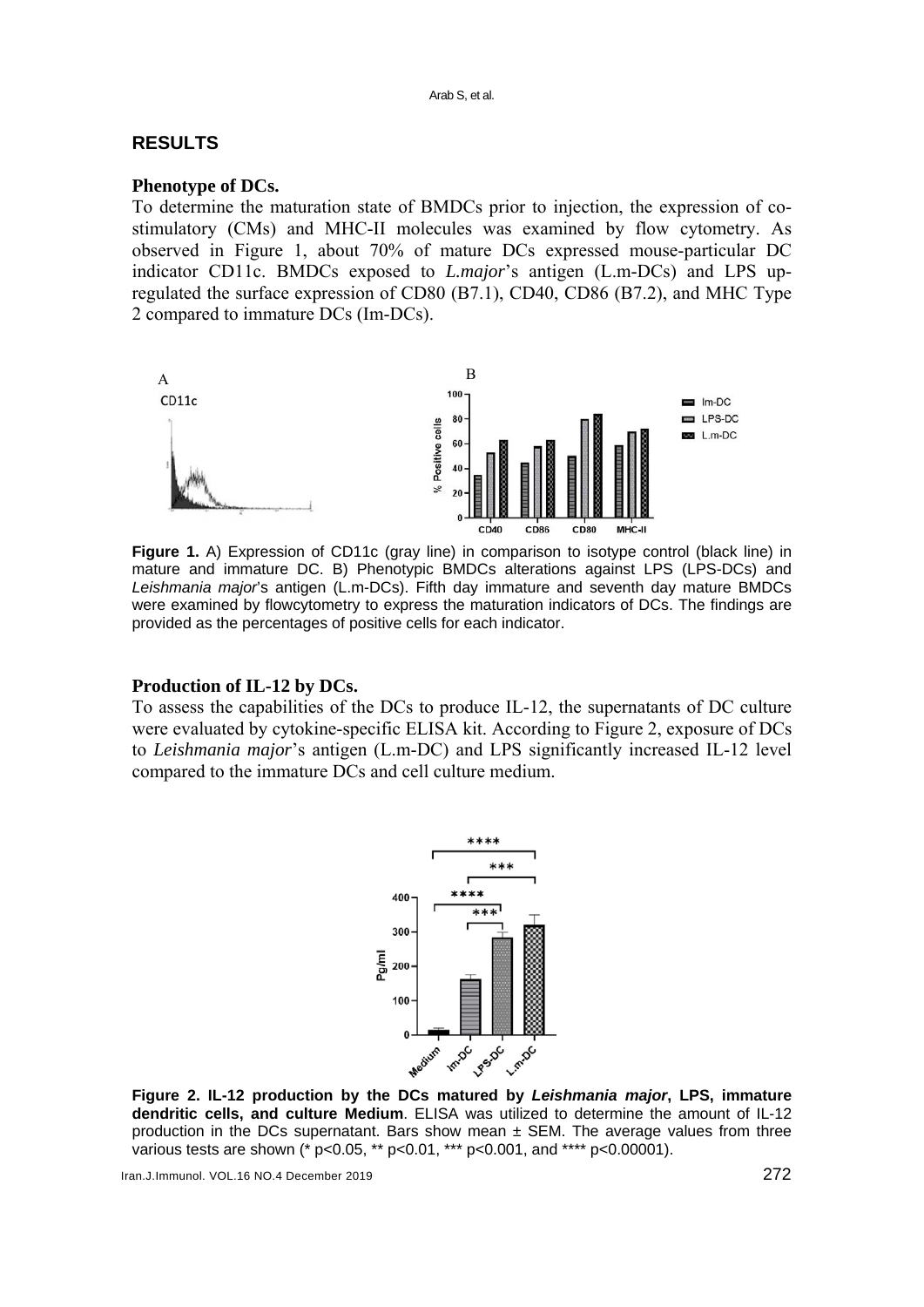## RESULTS

### Phenotype of DCs.

To determine the maturation state of BMDCs prior to injection, the expression of co-stimulatory (CMs) and MHC-II molecules was examined by flow cytometry. As observed in Figure 1, about 70% of mature DCs expressed mouse-particular DC indicator CD11c. BMDCs exposed to *L.major*'s antigen (L.m-DCs) and LPS up-regulated the surface expression of CD80 (B7.1), CD40, CD86 (B7.2), and MHC Type 2 compared to immature DCs (Im-DCs).

**Figure 1.** A) Expression of CD11c (gray line) in comparison to isotype control (black line) in mature and immature DC. B) Phenotypic BMDCs alterations against LPS (LPS-DCs) and *Leishmania major*'s antigen (L.m-DCs). Fifth day immature and seventh day mature BMDCs were examined by flowcytometry to express the maturation indicators of DCs. The findings are provided as the percentages of positive cells for each indicator.

### Production of IL-12 by DCs.

To assess the capabilities of the DCs to produce IL-12, the supernatants of DC culture were evaluated by cytokine-specific ELISA kit. According to Figure 2, exposure of DCs to *Leishmania major*'s antigen (L.m-DC) and LPS significantly increased IL-12 level compared to the immature DCs and cell culture medium.

**Figure 2. IL-12 production by the DCs matured by *Leishmania major*, LPS, immature dendritic cells, and culture Medium**. ELISA was utilized to determine the amount of IL-12 production in the DCs supernatant. Bars show mean ± SEM. The average values from three various tests are shown (* $p<0.05$, ** $p<0.01$, *** $p<0.001$, and **** $p<0.00001$).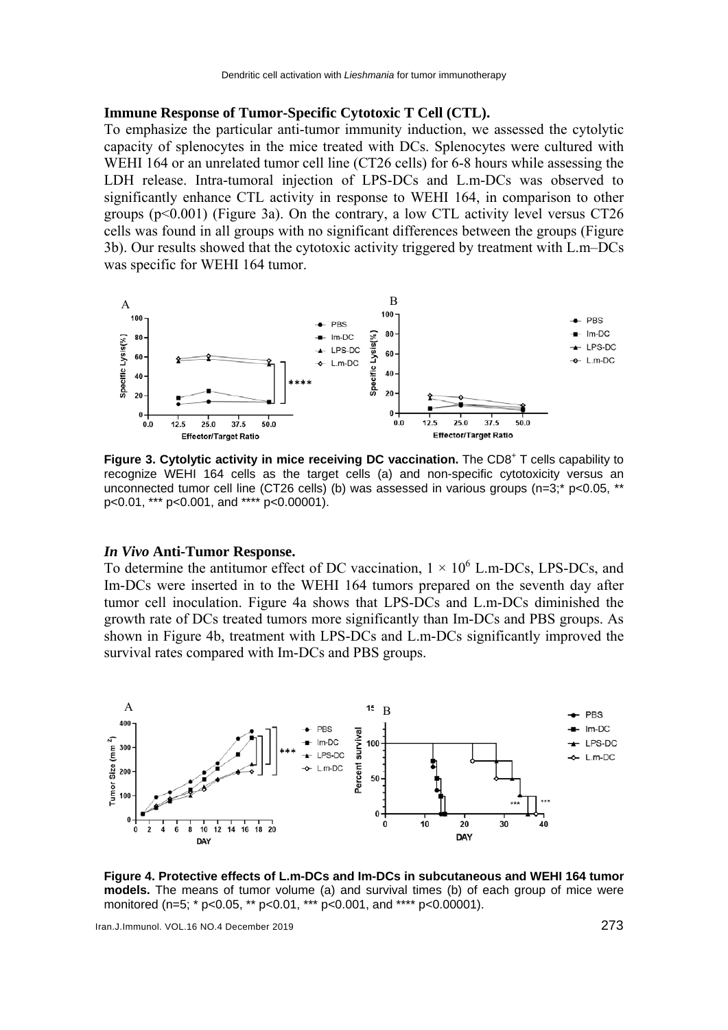### Immune Response of Tumor-Specific Cytotoxic T Cell (CTL).

To emphasize the particular anti-tumor immunity induction, we assessed the cytolytic capacity of splenocytes in the mice treated with DCs. Splenocytes were cultured with WEHI 164 or an unrelated tumor cell line (CT26 cells) for 6-8 hours while assessing the LDH release. Intra-tumoral injection of LPS-DCs and L.m-DCs was observed to significantly enhance CTL activity in response to WEHI 164, in comparison to other groups ($p<0.001$) (Figure 3a). On the contrary, a low CTL activity level versus CT26 cells was found in all groups with no significant differences between the groups (Figure 3b). Our results showed that the cytotoxic activity triggered by treatment with L.m–DCs was specific for WEHI 164 tumor.

**Figure 3. Cytolytic activity in mice receiving DC vaccination.** The $CD8^+$ T cells capability to recognize WEHI 164 cells as the target cells (a) and non-specific cytotoxicity versus an unconnected tumor cell line (CT26 cells) (b) was assessed in various groups (n=3;* p<0.05, ** p<0.01, *** p<0.001, and **** p<0.00001).

### *In Vivo* Anti-Tumor Response.

To determine the antitumor effect of DC vaccination, $1 \times 10^6$ L.m-DCs, LPS-DCs, and Im-DCs were inserted in to the WEHI 164 tumors prepared on the seventh day after tumor cell inoculation. Figure 4a shows that LPS-DCs and L.m-DCs diminished the growth rate of DCs treated tumors more significantly than Im-DCs and PBS groups. As shown in Figure 4b, treatment with LPS-DCs and L.m-DCs significantly improved the survival rates compared with Im-DCs and PBS groups.

**Figure 4. Protective effects of L.m-DCs and Im-DCs in subcutaneous and WEHI 164 tumor models.** The means of tumor volume (a) and survival times (b) of each group of mice were monitored (n=5; * p<0.05, ** p<0.01, *** p<0.001, and **** p<0.00001).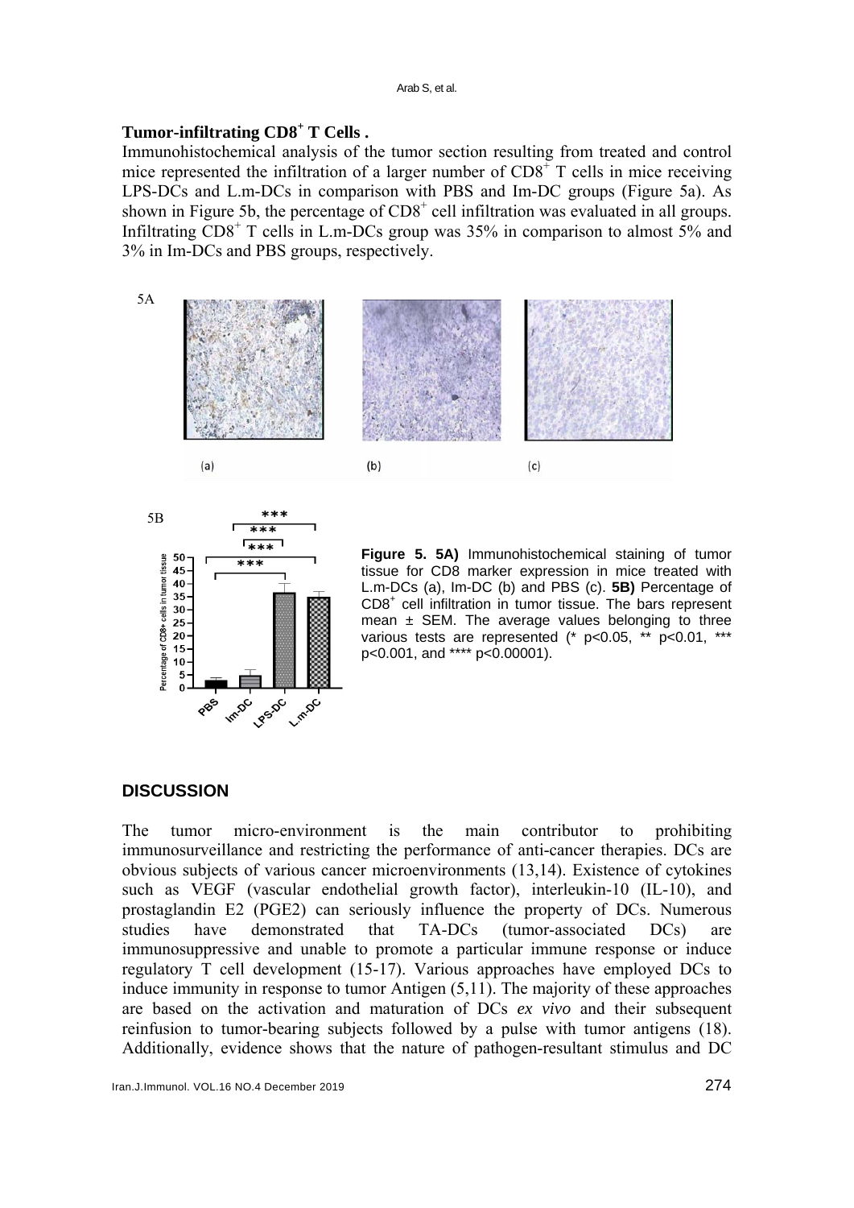### Tumor-infiltrating $CD8^+$ T Cells .

Immunohistochemical analysis of the tumor section resulting from treated and control mice represented the infiltration of a larger number of $CD8^+$ T cells in mice receiving LPS-DCs and L.m-DCs in comparison with PBS and Im-DC groups (Figure 5a). As shown in Figure 5b, the percentage of $CD8^+$ cell infiltration was evaluated in all groups. Infiltrating $CD8^+$ T cells in L.m-DCs group was 35% in comparison to almost 5% and 3% in Im-DCs and PBS groups, respectively.

**Figure 5. 5A)** Immunohistochemical staining of tumor tissue for CD8 marker expression in mice treated with L.m-DCs (a), Im-DC (b) and PBS (c). **5B)** Percentage of $CD8^+$ cell infiltration in tumor tissue. The bars represent mean ± SEM. The average values belonging to three various tests are represented (* $p<0.05$, ** $p<0.01$, *** $p<0.001$, and **** $p<0.00001$).

## DISCUSSION

The tumor micro-environment is the main contributor to prohibiting immunosurveillance and restricting the performance of anti-cancer therapies. DCs are obvious subjects of various cancer microenvironments (13,14). Existence of cytokines such as VEGF (vascular endothelial growth factor), interleukin-10 (IL-10), and prostaglandin E2 (PGE2) can seriously influence the property of DCs. Numerous studies have demonstrated that TA-DCs (tumor-associated DCs) are immunosuppressive and unable to promote a particular immune response or induce regulatory T cell development (15-17). Various approaches have employed DCs to induce immunity in response to tumor Antigen (5,11). The majority of these approaches are based on the activation and maturation of DCs *ex vivo* and their subsequent reinfusion to tumor-bearing subjects followed by a pulse with tumor antigens (18). Additionally, evidence shows that the nature of pathogen-resultant stimulus and DC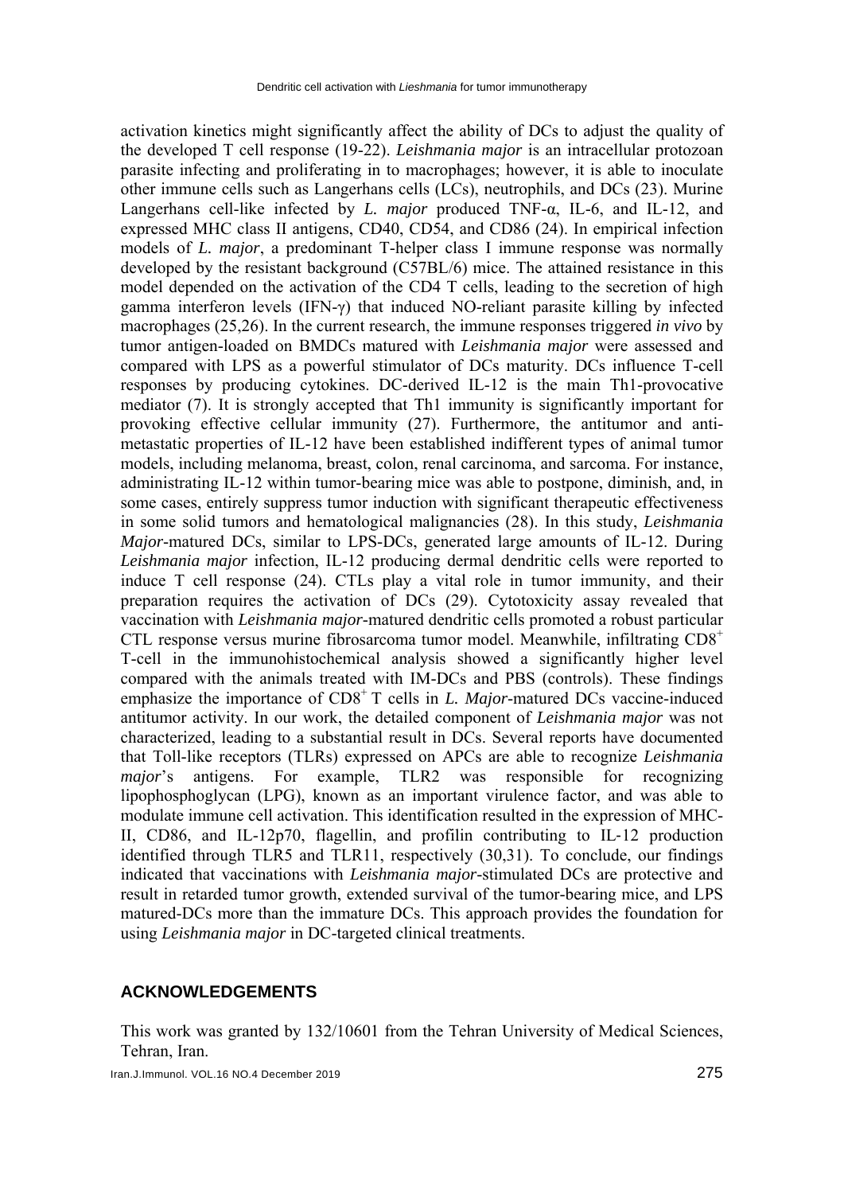activation kinetics might significantly affect the ability of DCs to adjust the quality of the developed T cell response (19-22). *Leishmania major* is an intracellular protozoan parasite infecting and proliferating in to macrophages; however, it is able to inoculate other immune cells such as Langerhans cells (LCs), neutrophils, and DCs (23). Murine Langerhans cell-like infected by *L. major* produced TNF-α, IL-6, and IL-12, and expressed MHC class II antigens, CD40, CD54, and CD86 (24). In empirical infection models of *L. major*, a predominant T-helper class I immune response was normally developed by the resistant background (C57BL/6) mice. The attained resistance in this model depended on the activation of the CD4 T cells, leading to the secretion of high gamma interferon levels (IFN-γ) that induced NO-reliant parasite killing by infected macrophages (25,26). In the current research, the immune responses triggered *in vivo* by tumor antigen-loaded on BMDCs matured with *Leishmania major* were assessed and compared with LPS as a powerful stimulator of DCs maturity. DCs influence T-cell responses by producing cytokines. DC-derived IL-12 is the main Th1-provocative mediator (7). It is strongly accepted that Th1 immunity is significantly important for provoking effective cellular immunity (27). Furthermore, the antitumor and anti-metastatic properties of IL-12 have been established indifferent types of animal tumor models, including melanoma, breast, colon, renal carcinoma, and sarcoma. For instance, administrating IL-12 within tumor-bearing mice was able to postpone, diminish, and, in some cases, entirely suppress tumor induction with significant therapeutic effectiveness in some solid tumors and hematological malignancies (28). In this study, *Leishmania Major*-matured DCs, similar to LPS-DCs, generated large amounts of IL-12. During *Leishmania major* infection, IL-12 producing dermal dendritic cells were reported to induce T cell response (24). CTLs play a vital role in tumor immunity, and their preparation requires the activation of DCs (29). Cytotoxicity assay revealed that vaccination with *Leishmania major*-matured dendritic cells promoted a robust particular CTL response versus murine fibrosarcoma tumor model. Meanwhile, infiltrating $CD8^+$ T-cell in the immunohistochemical analysis showed a significantly higher level compared with the animals treated with IM-DCs and PBS (controls). These findings emphasize the importance of $CD8^+$ T cells in *L. Major*-matured DCs vaccine-induced antitumor activity. In our work, the detailed component of *Leishmania major* was not characterized, leading to a substantial result in DCs. Several reports have documented that Toll-like receptors (TLRs) expressed on APCs are able to recognize *Leishmania major*'s antigens. For example, TLR2 was responsible for recognizing lipophosphoglycan (LPG), known as an important virulence factor, and was able to modulate immune cell activation. This identification resulted in the expression of MHC-II, CD86, and IL-12p70, flagellin, and profilin contributing to IL-12 production identified through TLR5 and TLR11, respectively (30,31). To conclude, our findings indicated that vaccinations with *Leishmania major*-stimulated DCs are protective and result in retarded tumor growth, extended survival of the tumor-bearing mice, and LPS matured-DCs more than the immature DCs. This approach provides the foundation for using *Leishmania major* in DC-targeted clinical treatments.

## ACKNOWLEDGEMENTS

This work was granted by 132/10601 from the Tehran University of Medical Sciences, Tehran, Iran.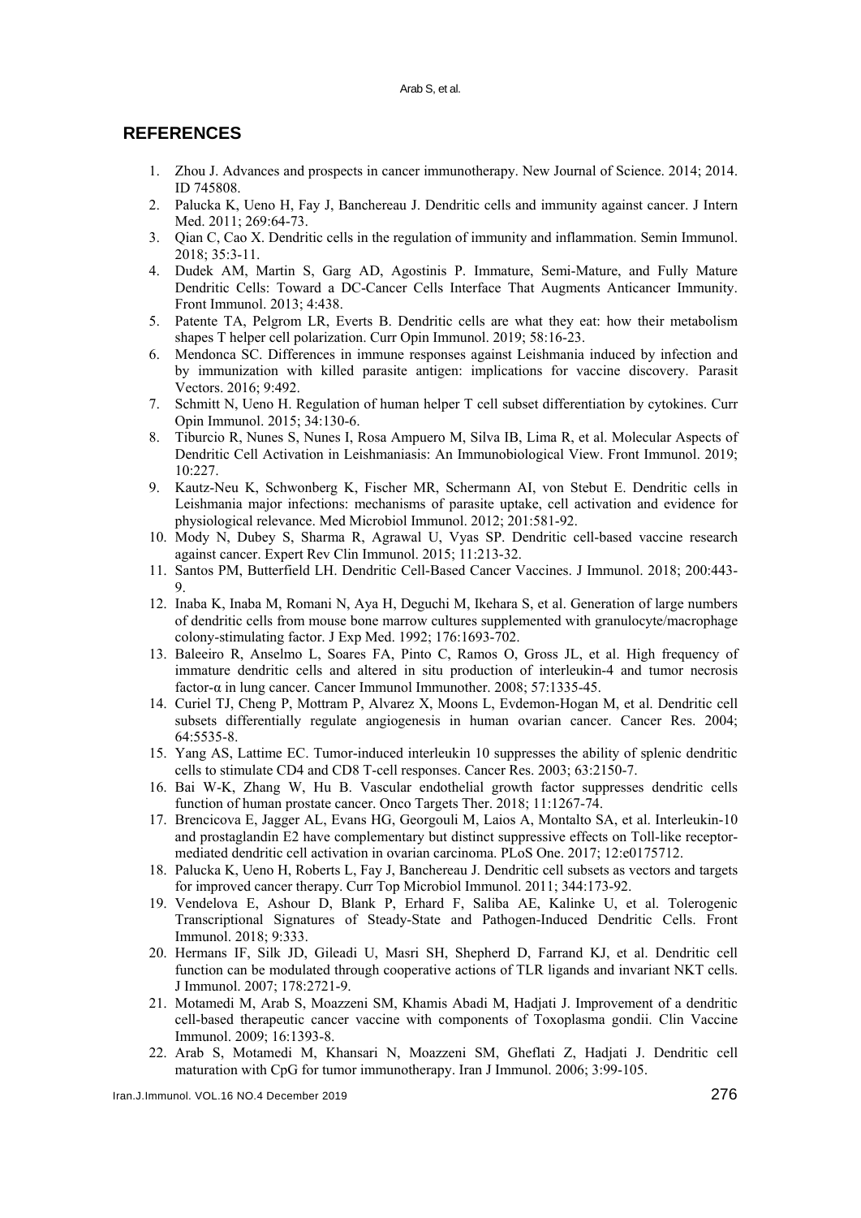## REFERENCES

1. Zhou J. Advances and prospects in cancer immunotherapy. New Journal of Science. 2014; 2014. ID 745808.
2. Palucka K, Ueno H, Fay J, Banchereau J. Dendritic cells and immunity against cancer. J Intern Med. 2011; 269:64-73.
3. Qian C, Cao X. Dendritic cells in the regulation of immunity and inflammation. Semin Immunol. 2018; 35:3-11.
4. Dudek AM, Martin S, Garg AD, Agostinis P. Immature, Semi-Mature, and Fully Mature Dendritic Cells: Toward a DC-Cancer Cells Interface That Augments Anticancer Immunity. Front Immunol. 2013; 4:438.
5. Patente TA, Pelgrom LR, Everts B. Dendritic cells are what they eat: how their metabolism shapes T helper cell polarization. Curr Opin Immunol. 2019; 58:16-23.
6. Mendonca SC. Differences in immune responses against Leishmania induced by infection and by immunization with killed parasite antigen: implications for vaccine discovery. Parasit Vectors. 2016; 9:492.
7. Schmitt N, Ueno H. Regulation of human helper T cell subset differentiation by cytokines. Curr Opin Immunol. 2015; 34:130-6.
8. Tiburcio R, Nunes S, Nunes I, Rosa Ampuero M, Silva IB, Lima R, et al. Molecular Aspects of Dendritic Cell Activation in Leishmaniasis: An Immunobiological View. Front Immunol. 2019; 10:227.
9. Kautz-Neu K, Schwonberg K, Fischer MR, Schermann AI, von Stebut E. Dendritic cells in Leishmania major infections: mechanisms of parasite uptake, cell activation and evidence for physiological relevance. Med Microbiol Immunol. 2012; 201:581-92.
10. Mody N, Dubey S, Sharma R, Agrawal U, Vyas SP. Dendritic cell-based vaccine research against cancer. Expert Rev Clin Immunol. 2015; 11:213-32.
11. Santos PM, Butterfield LH. Dendritic Cell-Based Cancer Vaccines. J Immunol. 2018; 200:443-9.
12. Inaba K, Inaba M, Romani N, Aya H, Deguchi M, Ikehara S, et al. Generation of large numbers of dendritic cells from mouse bone marrow cultures supplemented with granulocyte/macrophage colony-stimulating factor. J Exp Med. 1992; 176:1693-702.
13. Baleeiro R, Anselmo L, Soares FA, Pinto C, Ramos O, Gross JL, et al. High frequency of immature dendritic cells and altered in situ production of interleukin-4 and tumor necrosis factor-α in lung cancer. Cancer Immunol Immunother. 2008; 57:1335-45.
14. Curiel TJ, Cheng P, Mottram P, Alvarez X, Moons L, Evdemon-Hogan M, et al. Dendritic cell subsets differentially regulate angiogenesis in human ovarian cancer. Cancer Res. 2004; 64:5535-8.
15. Yang AS, Lattime EC. Tumor-induced interleukin 10 suppresses the ability of splenic dendritic cells to stimulate CD4 and CD8 T-cell responses. Cancer Res. 2003; 63:2150-7.
16. Bai W-K, Zhang W, Hu B. Vascular endothelial growth factor suppresses dendritic cells function of human prostate cancer. Onco Targets Ther. 2018; 11:1267-74.
17. Brencicova E, Jagger AL, Evans HG, Georgouli M, Laios A, Montalto SA, et al. Interleukin-10 and prostaglandin E2 have complementary but distinct suppressive effects on Toll-like receptor-mediated dendritic cell activation in ovarian carcinoma. PLoS One. 2017; 12:e0175712.
18. Palucka K, Ueno H, Roberts L, Fay J, Banchereau J. Dendritic cell subsets as vectors and targets for improved cancer therapy. Curr Top Microbiol Immunol. 2011; 344:173-92.
19. Vendelova E, Ashour D, Blank P, Erhard F, Saliba AE, Kalinke U, et al. Tolerogenic Transcriptional Signatures of Steady-State and Pathogen-Induced Dendritic Cells. Front Immunol. 2018; 9:333.
20. Hermans IF, Silk JD, Gileadi U, Masri SH, Shepherd D, Farrand KJ, et al. Dendritic cell function can be modulated through cooperative actions of TLR ligands and invariant NKT cells. J Immunol. 2007; 178:2721-9.
21. Motamedi M, Arab S, Moazzeni SM, Khamis Abadi M, Hadjati J. Improvement of a dendritic cell-based therapeutic cancer vaccine with components of Toxoplasma gondii. Clin Vaccine Immunol. 2009; 16:1393-8.
22. Arab S, Motamedi M, Khansari N, Moazzeni SM, Gheflati Z, Hadjati J. Dendritic cell maturation with CpG for tumor immunotherapy. Iran J Immunol. 2006; 3:99-105.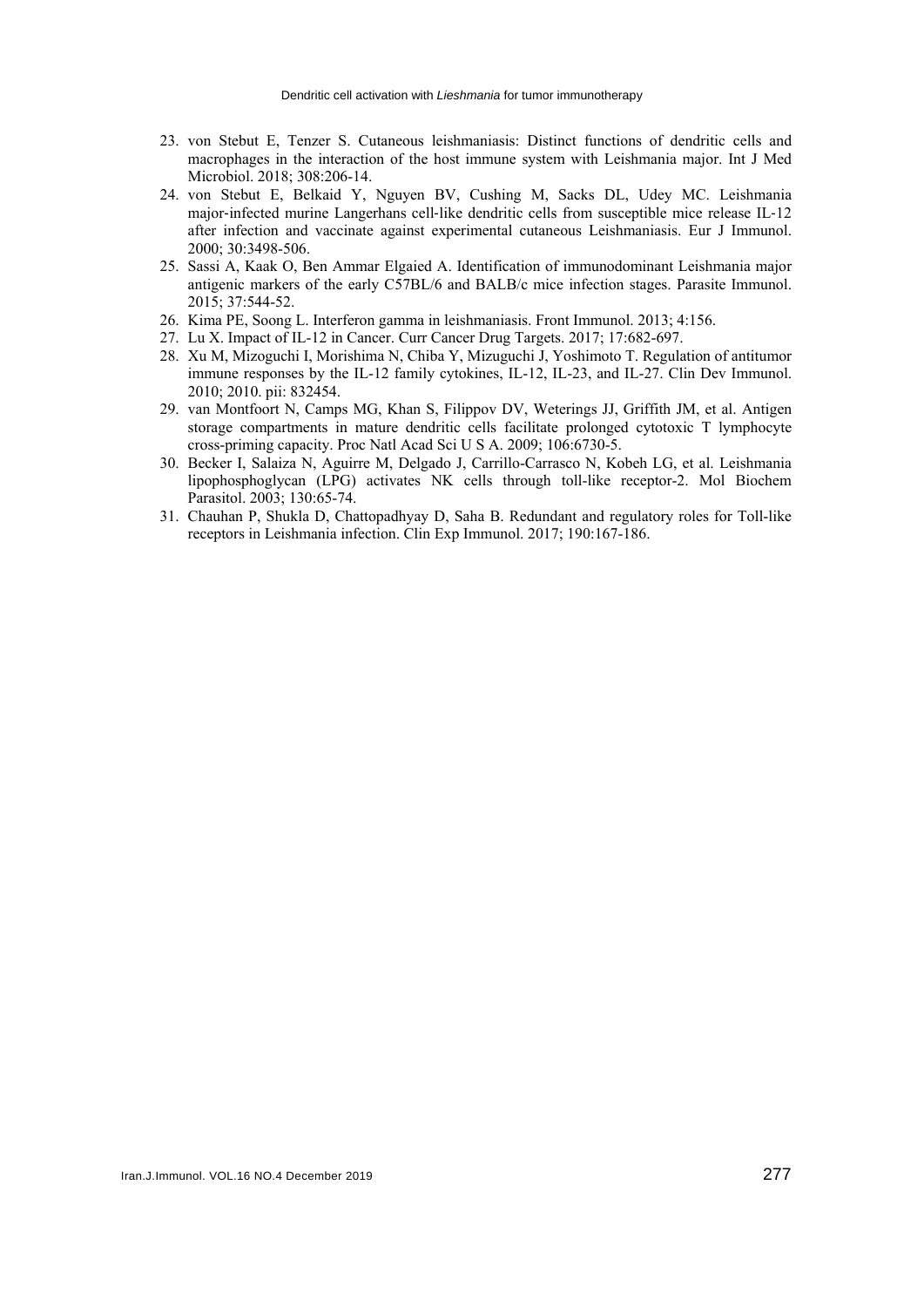23. von Stebut E, Tenzer S. Cutaneous leishmaniasis: Distinct functions of dendritic cells and macrophages in the interaction of the host immune system with Leishmania major. Int J Med Microbiol. 2018; 308:206-14.
24. von Stebut E, Belkaid Y, Nguyen BV, Cushing M, Sacks DL, Udey MC. Leishmania major-infected murine Langerhans cell-like dendritic cells from susceptible mice release IL-12 after infection and vaccinate against experimental cutaneous Leishmaniasis. Eur J Immunol. 2000; 30:3498-506.
25. Sassi A, Kaak O, Ben Ammar Elgaied A. Identification of immunodominant Leishmania major antigenic markers of the early C57BL/6 and BALB/c mice infection stages. Parasite Immunol. 2015; 37:544-52.
26. Kima PE, Soong L. Interferon gamma in leishmaniasis. Front Immunol. 2013; 4:156.
27. Lu X. Impact of IL-12 in Cancer. Curr Cancer Drug Targets. 2017; 17:682-697.
28. Xu M, Mizoguchi I, Morishima N, Chiba Y, Mizuguchi J, Yoshimoto T. Regulation of antitumor immune responses by the IL-12 family cytokines, IL-12, IL-23, and IL-27. Clin Dev Immunol. 2010; 2010. pii: 832454.
29. van Montfoort N, Camps MG, Khan S, Filippov DV, Weterings JJ, Griffith JM, et al. Antigen storage compartments in mature dendritic cells facilitate prolonged cytotoxic T lymphocyte cross-priming capacity. Proc Natl Acad Sci U S A. 2009; 106:6730-5.
30. Becker I, Salaiza N, Aguirre M, Delgado J, Carrillo-Carrasco N, Kobeh LG, et al. Leishmania lipophosphoglycan (LPG) activates NK cells through toll-like receptor-2. Mol Biochem Parasitol. 2003; 130:65-74.
31. Chauhan P, Shukla D, Chattopadhyay D, Saha B. Redundant and regulatory roles for Toll-like receptors in Leishmania infection. Clin Exp Immunol. 2017; 190:167-186.